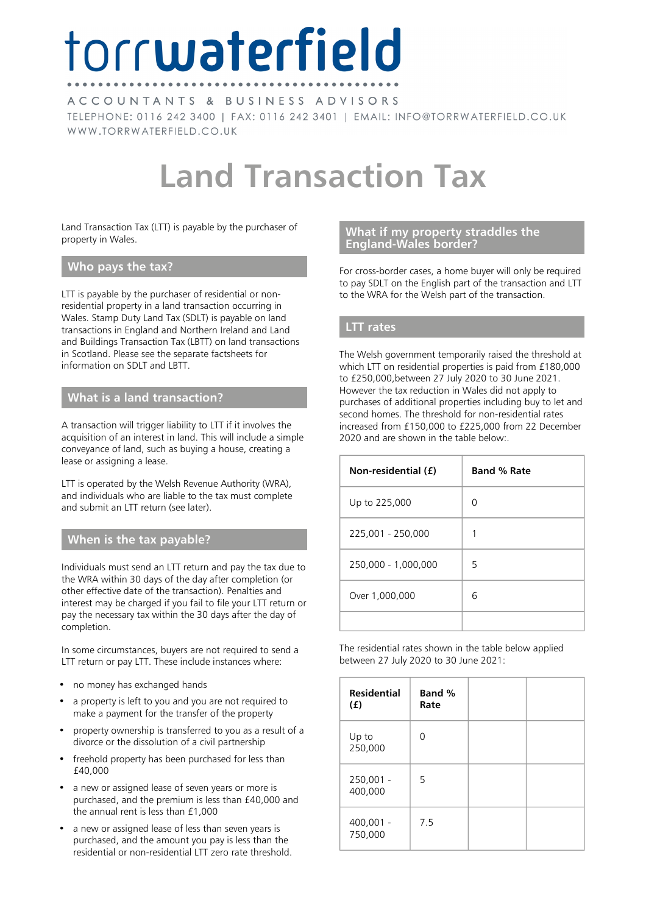# torrwaterfield

ACCOUNTANTS & BUSINESS ADVISORS

TELEPHONE: 0116 242 3400 | FAX: 0116 242 3401 | EMAIL: INFO@TORRWATERFIELD.CO.UK
WWW.TORRWATERFIELD.CO.UK

# Land Transaction Tax

Land Transaction Tax (LTT) is payable by the purchaser of property in Wales.

## Who pays the tax?

LTT is payable by the purchaser of residential or non-residential property in a land transaction occurring in Wales. Stamp Duty Land Tax (SDLT) is payable on land transactions in England and Northern Ireland and Land and Buildings Transaction Tax (LBTT) on land transactions in Scotland. Please see the separate factsheets for information on SDLT and LBTT.

## What is a land transaction?

A transaction will trigger liability to LTT if it involves the acquisition of an interest in land. This will include a simple conveyance of land, such as buying a house, creating a lease or assigning a lease.

LTT is operated by the Welsh Revenue Authority (WRA), and individuals who are liable to the tax must complete and submit an LTT return (see later).

## When is the tax payable?

Individuals must send an LTT return and pay the tax due to the WRA within 30 days of the day after completion (or other effective date of the transaction). Penalties and interest may be charged if you fail to file your LTT return or pay the necessary tax within the 30 days after the day of completion.

In some circumstances, buyers are not required to send a LTT return or pay LTT. These include instances where:

- no money has exchanged hands
- a property is left to you and you are not required to make a payment for the transfer of the property
- property ownership is transferred to you as a result of a divorce or the dissolution of a civil partnership
- freehold property has been purchased for less than £40,000
- a new or assigned lease of seven years or more is purchased, and the premium is less than £40,000 and the annual rent is less than £1,000
- a new or assigned lease of less than seven years is purchased, and the amount you pay is less than the residential or non-residential LTT zero rate threshold.

## What if my property straddles the England-Wales border?

For cross-border cases, a home buyer will only be required to pay SDLT on the English part of the transaction and LTT to the WRA for the Welsh part of the transaction.

## LTT rates

The Welsh government temporarily raised the threshold at which LTT on residential properties is paid from £180,000 to £250,000,between 27 July 2020 to 30 June 2021. However the tax reduction in Wales did not apply to purchases of additional properties including buy to let and second homes. The threshold for non-residential rates increased from £150,000 to £225,000 from 22 December 2020 and are shown in the table below:.

| Non-residential (£) | Band % Rate |
|---|---|
| Up to 225,000 | 0 |
| 225,001 - 250,000 | 1 |
| 250,000 - 1,000,000 | 5 |
| Over 1,000,000 | 6 |
| | |

The residential rates shown in the table below applied between 27 July 2020 to 30 June 2021:

| Residential (£) | Band % Rate | | |
|---|---|---|---|
| Up to 250,000 | 0 | | |
| 250,001 - 400,000 | 5 | | |
| 400,001 - 750,000 | 7.5 | | |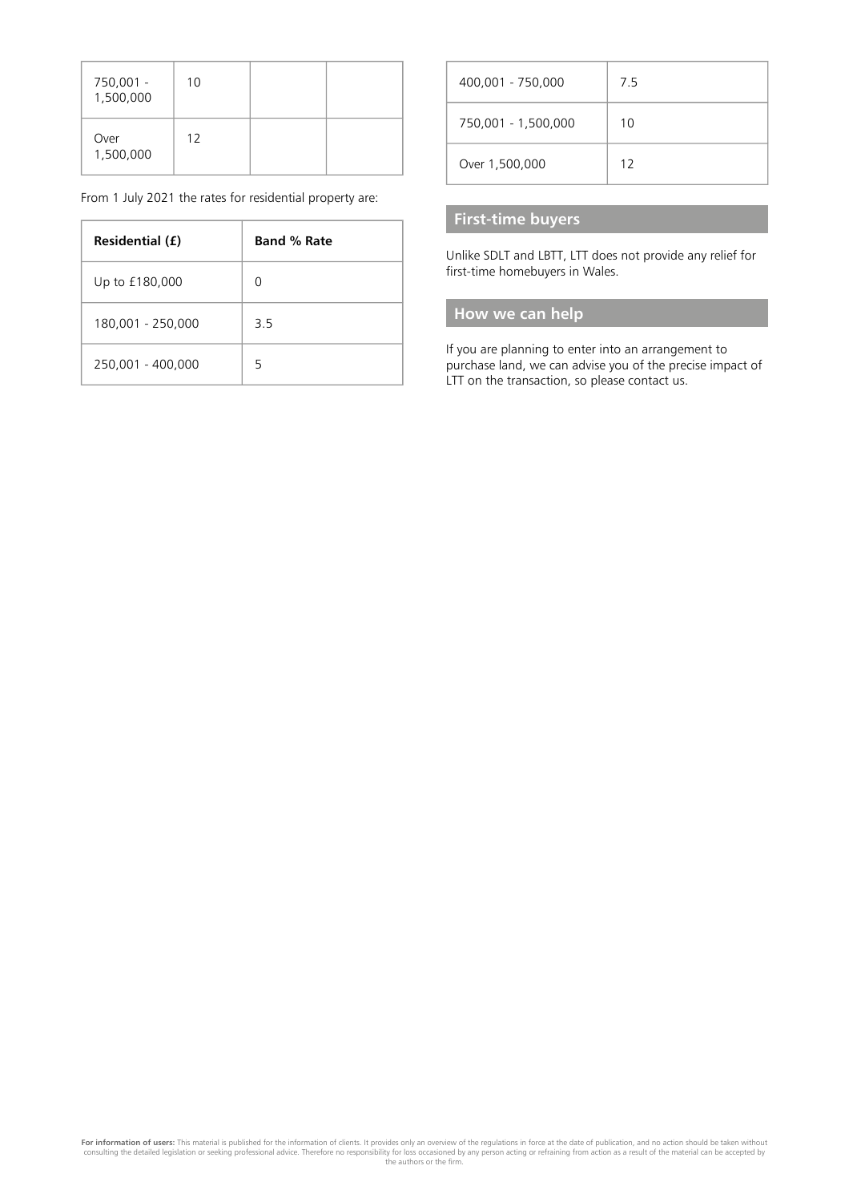| | | | |
|---|---|---|---|
| 750,001 - 1,500,000 | 10 | | |
| Over 1,500,000 | 12 | | |

From 1 July 2021 the rates for residential property are:

| Residential (£) | Band % Rate |
|---|---|
| Up to £180,000 | 0 |
| 180,001 - 250,000 | 3.5 |
| 250,001 - 400,000 | 5 |
| 400,001 - 750,000 | 7.5 |
| 750,001 - 1,500,000 | 10 |
| Over 1,500,000 | 12 |

## First-time buyers

Unlike SDLT and LBTT, LTT does not provide any relief for first-time homebuyers in Wales.

## How we can help

If you are planning to enter into an arrangement to purchase land, we can advise you of the precise impact of LTT on the transaction, so please contact us.

**For information of users:** This material is published for the information of clients. It provides only an overview of the regulations in force at the date of publication, and no action should be taken without consulting the detailed legislation or seeking professional advice. Therefore no responsibility for loss occasioned by any person acting or refraining from action as a result of the material can be accepted by the authors or the firm.